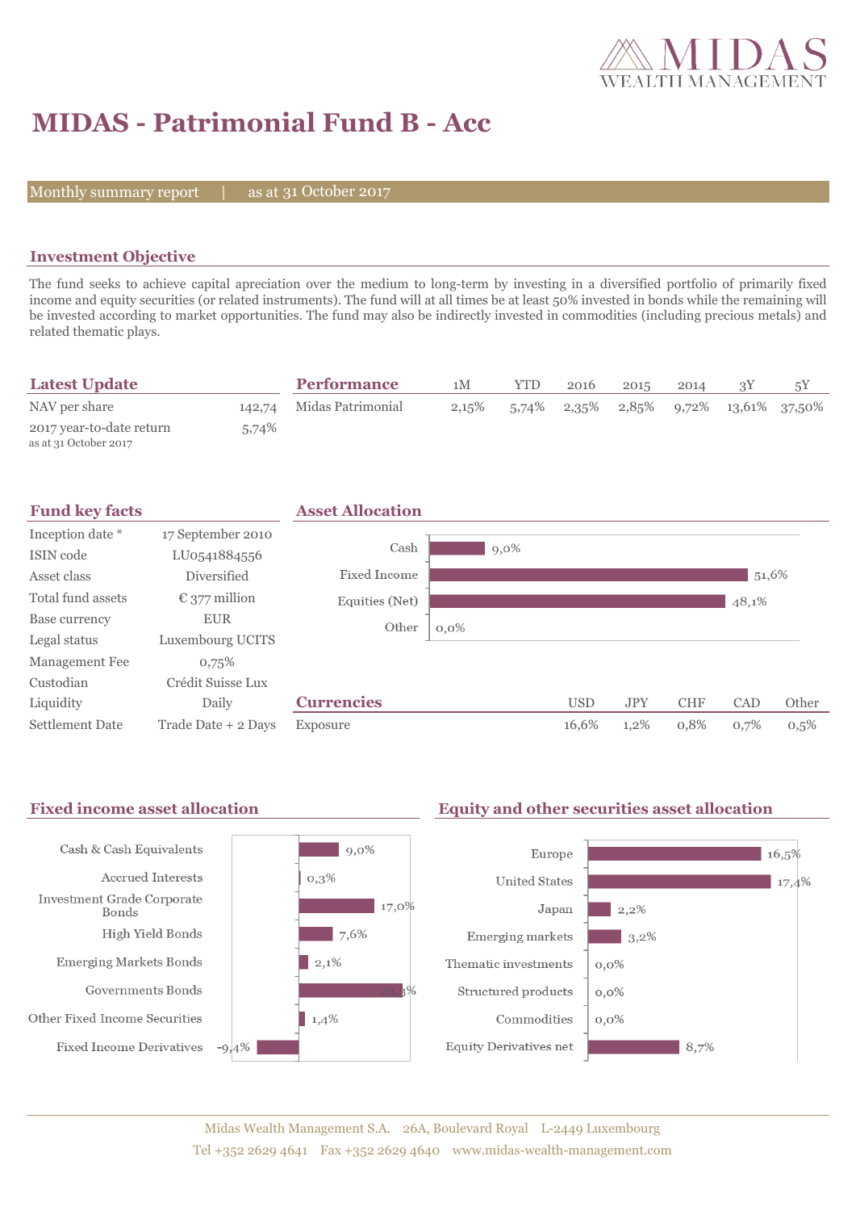# MIDAS - Patrimonial Fund B - Acc

Monthly summary report | as at 31 October 2017

## Investment Objective

The fund seeks to achieve capital apreciation over the medium to long-term by investing in a diversified portfolio of primarily fixed income and equity securities (or related instruments). The fund will at all times be at least 50% invested in bonds while the remaining will be invested according to market opportunities. The fund may also be indirectly invested in commodities (including precious metals) and related thematic plays.

## Latest Update

| | |
|---|---|
| NAV per share | 142,74 |
| 2017 year-to-date return<br>as at 31 October 2017 | 5,74% |

## Performance

| | 1M | YTD | 2016 | 2015 | 2014 | 3Y | 5Y |
|---|---|---|---|---|---|---|---|
| Midas Patrimonial | 2,15% | 5,74% | 2,35% | 2,85% | 9,72% | 13,61% | 37,50% |

## Fund key facts

| | |
|---|---|
| Inception date * | 17 September 2010 |
| ISIN code | LU0541884556 |
| Asset class | Diversified |
| Total fund assets | € 377 million |
| Base currency | EUR |
| Legal status | Luxembourg UCITS |
| Management Fee | 0,75% |
| Custodian | Crédit Suisse Lux |
| Liquidity | Daily |
| Settlement Date | Trade Date + 2 Days |

## Asset Allocation

| | |
|---|---|
| Cash | 9,0% |
| Fixed Income | 51,6% |
| Equities (Net) | 48,1% |
| Other | 0,0% |

## Currencies

| | USD | JPY | CHF | CAD | Other |
|---|---|---|---|---|---|
| Exposure | 16,6% | 1,2% | 0,8% | 0,7% | 0,5% |

## Fixed income asset allocation

| | |
|---|---|
| Cash & Cash Equivalents | 9,0% |
| Accrued Interests | 0,3% |
| Investment Grade Corporate Bonds | 17,0% |
| High Yield Bonds | 7,6% |
| Emerging Markets Bonds | 2,1% |
| Governments Bonds | 23,3% |
| Other Fixed Income Securities | 1,4% |
| Fixed Income Derivatives | -9,4% |

## Equity and other securities asset allocation

| | |
|---|---|
| Europe | 16,5% |
| United States | 17,4% |
| Japan | 2,2% |
| Emerging markets | 3,2% |
| Thematic investments | 0,0% |
| Structured products | 0,0% |
| Commodities | 0,0% |
| Equity Derivatives net | 8,7% |

Midas Wealth Management S.A. 26A, Boulevard Royal L-2449 Luxembourg
Tel +352 2629 4641 Fax +352 2629 4640 www.midas-wealth-management.com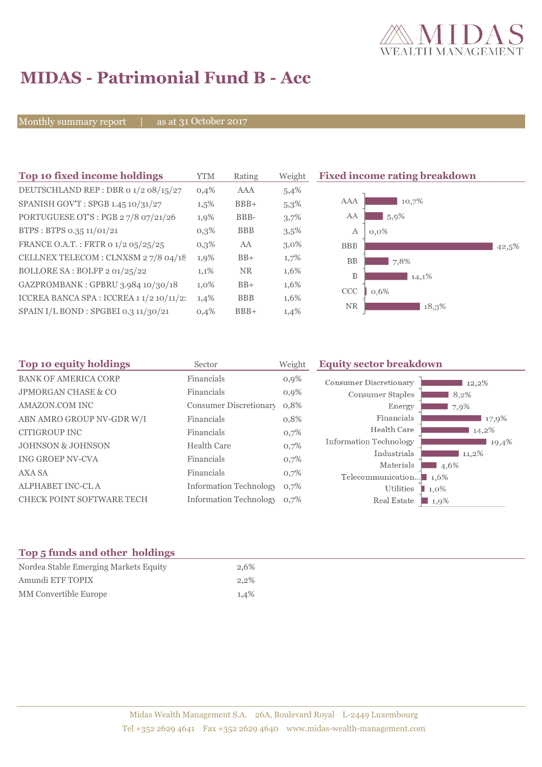# MIDAS - Patrimonial Fund B - Acc

Monthly summary report | as at 31 October 2017

## Top 10 fixed income holdings

| Top 10 fixed income holdings | YTM | Rating | Weight |
|---|---|---|---|
| DEUTSCHLAND REP : DBR 0 1/2 08/15/27 | 0,4% | AAA | 5,4% |
| SPANISH GOV'T : SPGB 1.45 10/31/27 | 1,5% | BBB+ | 5,3% |
| PORTUGUESE OT'S : PGB 2 7/8 07/21/26 | 1,9% | BBB- | 3,7% |
| BTPS : BTPS 0.35 11/01/21 | 0,3% | BBB | 3,5% |
| FRANCE O.A.T. : FRTR 0 1/2 05/25/25 | 0,3% | AA | 3,0% |
| CELLNEX TELECOM : CLNXSM 2 7/8 04/18 | 1,9% | BB+ | 1,7% |
| BOLLORE SA : BOLFP 2 01/25/22 | 1,1% | NR | 1,6% |
| GAZPROMBANK : GPBRU 3.984 10/30/18 | 1,0% | BB+ | 1,6% |
| ICCREA BANCA SPA : ICCREA 1 1/2 10/11/2: | 1,4% | BBB | 1,6% |
| SPAIN I/L BOND : SPGBEI 0.3 11/30/21 | 0,4% | BBB+ | 1,4% |

## Fixed income rating breakdown

| Rating | Weight |
|---|---|
| AAA | 10,7% |
| AA | 5,9% |
| A | 0,0% |
| BBB | 42,5% |
| BB | 7,8% |
| B | 14,1% |
| CCC | 0,6% |
| NR | 18,3% |

## Top 10 equity holdings

| Top 10 equity holdings | Sector | Weight |
|---|---|---|
| BANK OF AMERICA CORP | Financials | 0,9% |
| JPMORGAN CHASE & CO | Financials | 0,9% |
| AMAZON.COM INC | Consumer Discretionary | 0,8% |
| ABN AMRO GROUP NV-GDR W/I | Financials | 0,8% |
| CITIGROUP INC | Financials | 0,7% |
| JOHNSON & JOHNSON | Health Care | 0,7% |
| ING GROEP NV-CVA | Financials | 0,7% |
| AXA SA | Financials | 0,7% |
| ALPHABET INC-CL A | Information Technology | 0,7% |
| CHECK POINT SOFTWARE TECH | Information Technology | 0,7% |

## Equity sector breakdown

| Sector | Weight |
|---|---|
| Consumer Discretionary | 12,2% |
| Consumer Staples | 8,2% |
| Energy | 7,9% |
| Financials | 17,9% |
| Health Care | 14,2% |
| Information Technology | 19,4% |
| Industrials | 11,2% |
| Materials | 4,6% |
| Telecommunication... | 1,6% |
| Utilities | 1,0% |
| Real Estate | 1,9% |

## Top 5 funds and other holdings

| Top 5 funds and other holdings | |
|---|---|
| Nordea Stable Emerging Markets Equity | 2,6% |
| Amundi ETF TOPIX | 2,2% |
| MM Convertible Europe | 1,4% |

Midas Wealth Management S.A. 26A, Boulevard Royal L-2449 Luxembourg
Tel +352 2629 4641 Fax +352 2629 4640 www.midas-wealth-management.com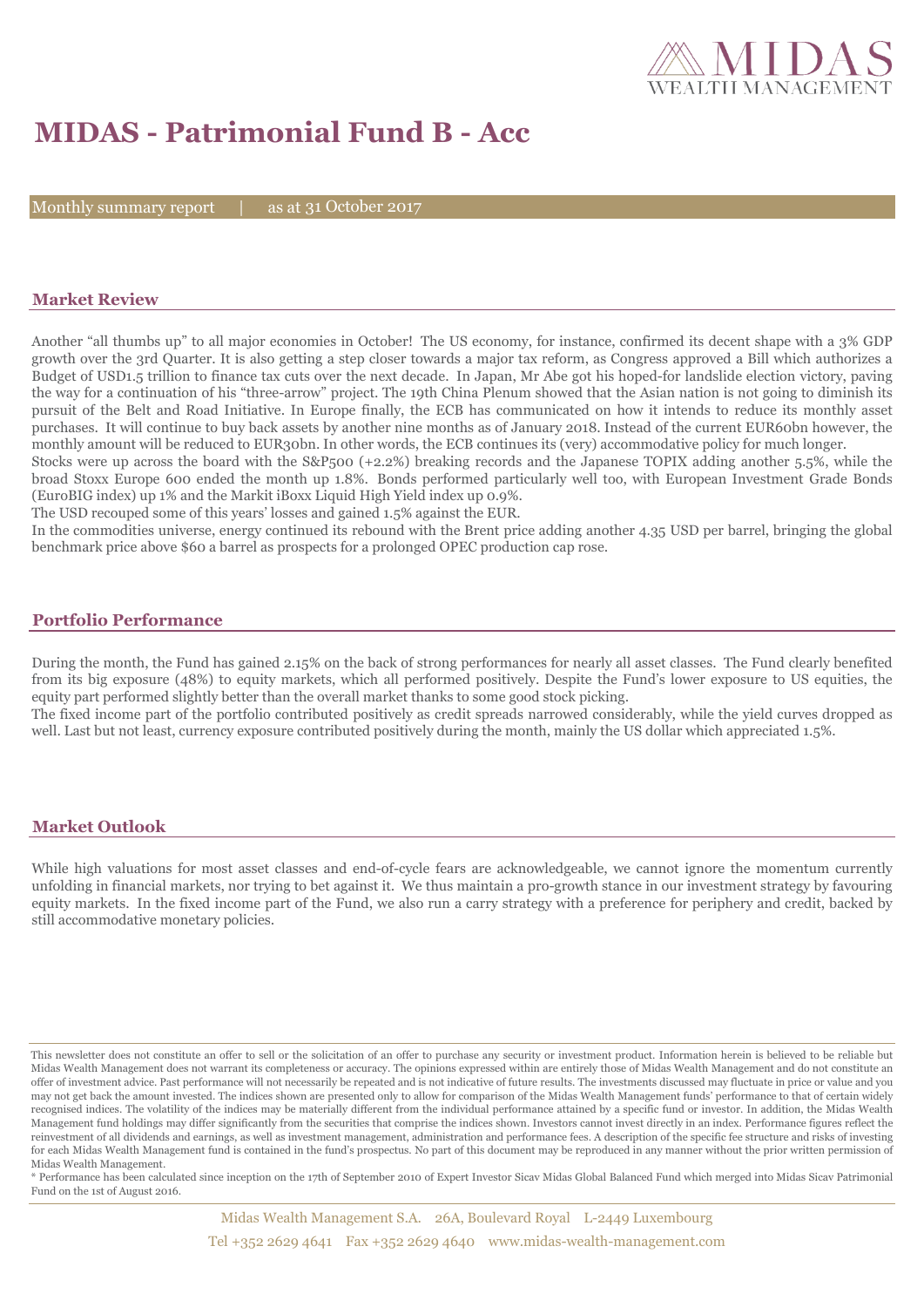# MIDAS - Patrimonial Fund B - Acc

Monthly summary report | as at 31 October 2017

## Market Review

Another "all thumbs up" to all major economies in October! The US economy, for instance, confirmed its decent shape with a 3% GDP growth over the 3rd Quarter. It is also getting a step closer towards a major tax reform, as Congress approved a Bill which authorizes a Budget of USD1.5 trillion to finance tax cuts over the next decade. In Japan, Mr Abe got his hoped-for landslide election victory, paving the way for a continuation of his "three-arrow" project. The 19th China Plenum showed that the Asian nation is not going to diminish its pursuit of the Belt and Road Initiative. In Europe finally, the ECB has communicated on how it intends to reduce its monthly asset purchases. It will continue to buy back assets by another nine months as of January 2018. Instead of the current EUR60bn however, the monthly amount will be reduced to EUR30bn. In other words, the ECB continues its (very) accommodative policy for much longer.

Stocks were up across the board with the S&P500 (+2.2%) breaking records and the Japanese TOPIX adding another 5.5%, while the broad Stoxx Europe 600 ended the month up 1.8%. Bonds performed particularly well too, with European Investment Grade Bonds (EuroBIG index) up 1% and the Markit iBoxx Liquid High Yield index up 0.9%.

The USD recouped some of this years' losses and gained 1.5% against the EUR.

In the commodities universe, energy continued its rebound with the Brent price adding another 4.35 USD per barrel, bringing the global benchmark price above $60 a barrel as prospects for a prolonged OPEC production cap rose.

## Portfolio Performance

During the month, the Fund has gained 2.15% on the back of strong performances for nearly all asset classes. The Fund clearly benefited from its big exposure (48%) to equity markets, which all performed positively. Despite the Fund's lower exposure to US equities, the equity part performed slightly better than the overall market thanks to some good stock picking.

The fixed income part of the portfolio contributed positively as credit spreads narrowed considerably, while the yield curves dropped as well. Last but not least, currency exposure contributed positively during the month, mainly the US dollar which appreciated 1.5%.

## Market Outlook

While high valuations for most asset classes and end-of-cycle fears are acknowledgeable, we cannot ignore the momentum currently unfolding in financial markets, nor trying to bet against it. We thus maintain a pro-growth stance in our investment strategy by favouring equity markets. In the fixed income part of the Fund, we also run a carry strategy with a preference for periphery and credit, backed by still accommodative monetary policies.

This newsletter does not constitute an offer to sell or the solicitation of an offer to purchase any security or investment product. Information herein is believed to be reliable but Midas Wealth Management does not warrant its completeness or accuracy. The opinions expressed within are entirely those of Midas Wealth Management and do not constitute an offer of investment advice. Past performance will not necessarily be repeated and is not indicative of future results. The investments discussed may fluctuate in price or value and you may not get back the amount invested. The indices shown are presented only to allow for comparison of the Midas Wealth Management funds' performance to that of certain widely recognised indices. The volatility of the indices may be materially different from the individual performance attained by a specific fund or investor. In addition, the Midas Wealth Management fund holdings may differ significantly from the securities that comprise the indices shown. Investors cannot invest directly in an index. Performance figures reflect the reinvestment of all dividends and earnings, as well as investment management, administration and performance fees. A description of the specific fee structure and risks of investing for each Midas Wealth Management fund is contained in the fund's prospectus. No part of this document may be reproduced in any manner without the prior written permission of Midas Wealth Management.

* Performance has been calculated since inception on the 17th of September 2010 of Expert Investor Sicav Midas Global Balanced Fund which merged into Midas Sicav Patrimonial Fund on the 1st of August 2016.

Midas Wealth Management S.A. 26A, Boulevard Royal L-2449 Luxembourg
Tel +352 2629 4641 Fax +352 2629 4640 www.midas-wealth-management.com